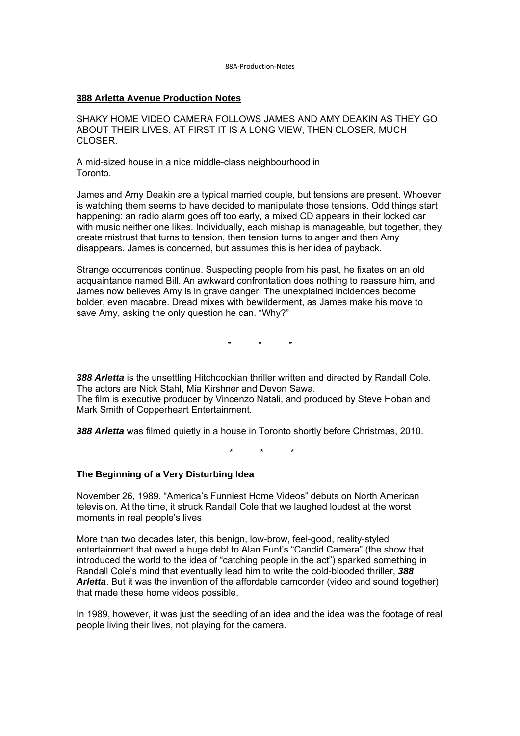## 388 Arletta Avenue Production Notes

SHAKY HOME VIDEO CAMERA FOLLOWS JAMES AND AMY DEAKIN AS THEY GO ABOUT THEIR LIVES. AT FIRST IT IS A LONG VIEW, THEN CLOSER, MUCH CLOSER.

A mid-sized house in a nice middle-class neighbourhood in Toronto.

James and Amy Deakin are a typical married couple, but tensions are present. Whoever is watching them seems to have decided to manipulate those tensions. Odd things start happening: an radio alarm goes off too early, a mixed CD appears in their locked car with music neither one likes. Individually, each mishap is manageable, but together, they create mistrust that turns to tension, then tension turns to anger and then Amy disappears. James is concerned, but assumes this is her idea of payback.

Strange occurrences continue. Suspecting people from his past, he fixates on an old acquaintance named Bill. An awkward confrontation does nothing to reassure him, and James now believes Amy is in grave danger. The unexplained incidences become bolder, even macabre. Dread mixes with bewilderment, as James make his move to save Amy, asking the only question he can. "Why?"

\*   \*   \*

***388 Arletta*** is the unsettling Hitchcockian thriller written and directed by Randall Cole. The actors are Nick Stahl, Mia Kirshner and Devon Sawa.
The film is executive producer by Vincenzo Natali, and produced by Steve Hoban and Mark Smith of Copperheart Entertainment.

***388 Arletta*** was filmed quietly in a house in Toronto shortly before Christmas, 2010.

\*   \*   \*

## The Beginning of a Very Disturbing Idea

November 26, 1989. "America's Funniest Home Videos" debuts on North American television. At the time, it struck Randall Cole that we laughed loudest at the worst moments in real people's lives

More than two decades later, this benign, low-brow, feel-good, reality-styled entertainment that owed a huge debt to Alan Funt's "Candid Camera" (the show that introduced the world to the idea of "catching people in the act") sparked something in Randall Cole's mind that eventually lead him to write the cold-blooded thriller, ***388 Arletta***. But it was the invention of the affordable camcorder (video and sound together) that made these home videos possible.

In 1989, however, it was just the seedling of an idea and the idea was the footage of real people living their lives, not playing for the camera.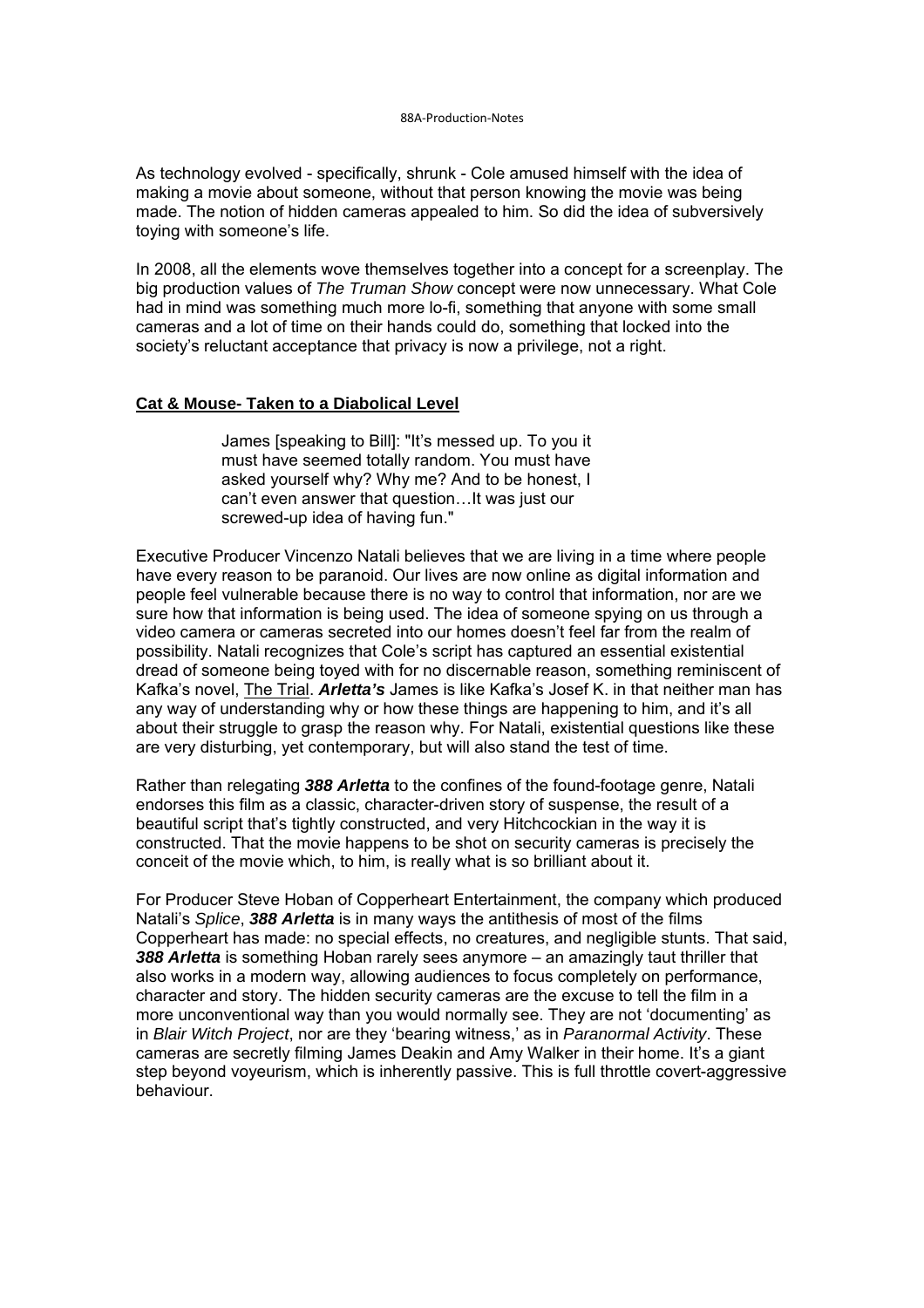As technology evolved - specifically, shrunk - Cole amused himself with the idea of making a movie about someone, without that person knowing the movie was being made. The notion of hidden cameras appealed to him. So did the idea of subversively toying with someone's life.

In 2008, all the elements wove themselves together into a concept for a screenplay. The big production values of *The Truman Show* concept were now unnecessary. What Cole had in mind was something much more lo-fi, something that anyone with some small cameras and a lot of time on their hands could do, something that locked into the society's reluctant acceptance that privacy is now a privilege, not a right.

**Cat & Mouse- Taken to a Diabolical Level**

> James [speaking to Bill]: "It's messed up. To you it must have seemed totally random. You must have asked yourself why? Why me? And to be honest, I can't even answer that question…It was just our screwed-up idea of having fun."

Executive Producer Vincenzo Natali believes that we are living in a time where people have every reason to be paranoid. Our lives are now online as digital information and people feel vulnerable because there is no way to control that information, nor are we sure how that information is being used. The idea of someone spying on us through a video camera or cameras secreted into our homes doesn't feel far from the realm of possibility. Natali recognizes that Cole's script has captured an essential existential dread of someone being toyed with for no discernable reason, something reminiscent of Kafka's novel, The Trial. ***Arletta's*** James is like Kafka's Josef K. in that neither man has any way of understanding why or how these things are happening to him, and it's all about their struggle to grasp the reason why. For Natali, existential questions like these are very disturbing, yet contemporary, but will also stand the test of time.

Rather than relegating ***388 Arletta*** to the confines of the found-footage genre, Natali endorses this film as a classic, character-driven story of suspense, the result of a beautiful script that's tightly constructed, and very Hitchcockian in the way it is constructed. That the movie happens to be shot on security cameras is precisely the conceit of the movie which, to him, is really what is so brilliant about it.

For Producer Steve Hoban of Copperheart Entertainment, the company which produced Natali's *Splice*, ***388 Arletta*** is in many ways the antithesis of most of the films Copperheart has made: no special effects, no creatures, and negligible stunts. That said, ***388 Arletta*** is something Hoban rarely sees anymore – an amazingly taut thriller that also works in a modern way, allowing audiences to focus completely on performance, character and story. The hidden security cameras are the excuse to tell the film in a more unconventional way than you would normally see. They are not 'documenting' as in *Blair Witch Project*, nor are they 'bearing witness,' as in *Paranormal Activity*. These cameras are secretly filming James Deakin and Amy Walker in their home. It's a giant step beyond voyeurism, which is inherently passive. This is full throttle covert-aggressive behaviour.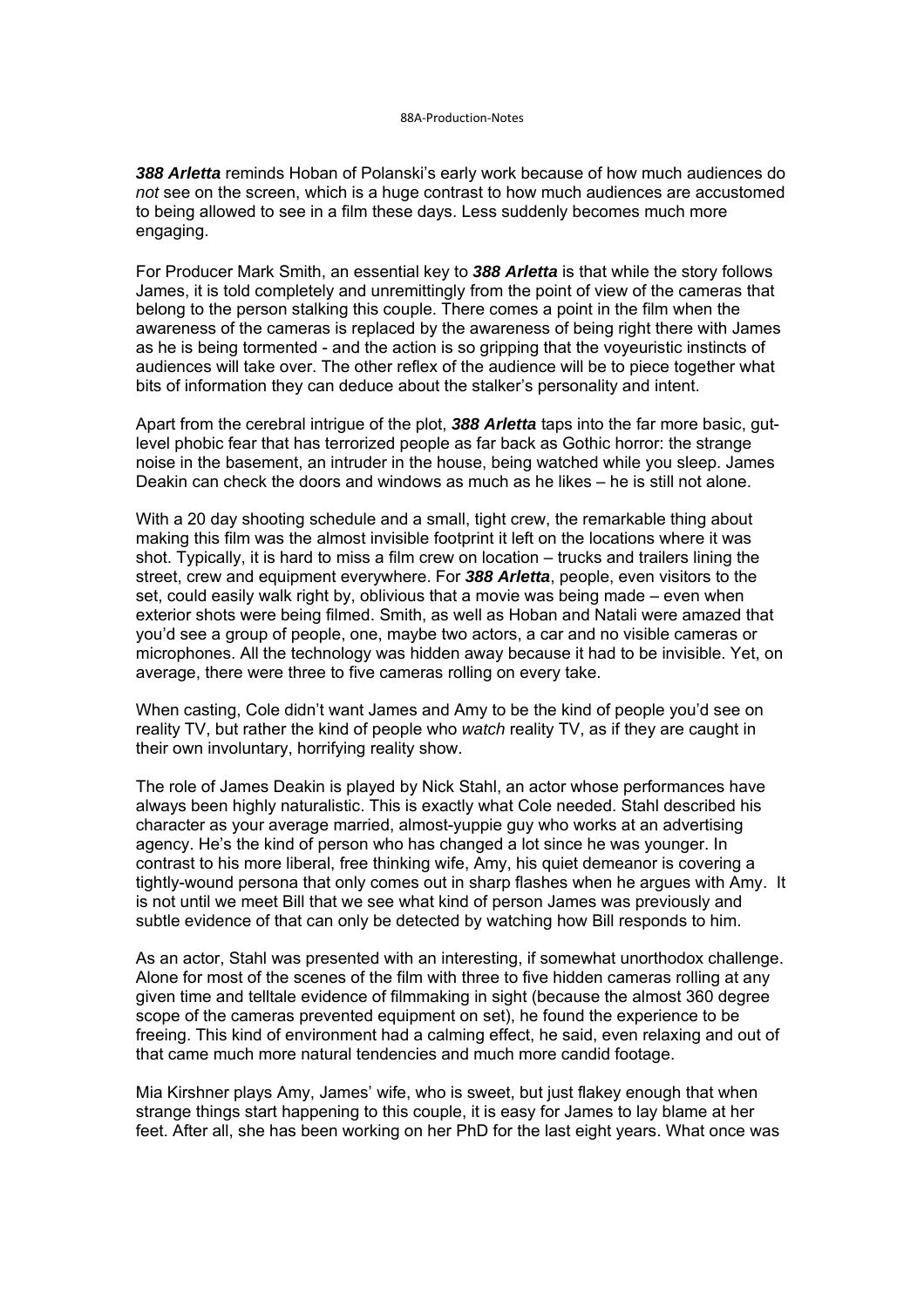***388 Arletta*** reminds Hoban of Polanski's early work because of how much audiences do *not* see on the screen, which is a huge contrast to how much audiences are accustomed to being allowed to see in a film these days. Less suddenly becomes much more engaging.

For Producer Mark Smith, an essential key to ***388 Arletta*** is that while the story follows James, it is told completely and unremittingly from the point of view of the cameras that belong to the person stalking this couple. There comes a point in the film when the awareness of the cameras is replaced by the awareness of being right there with James as he is being tormented - and the action is so gripping that the voyeuristic instincts of audiences will take over. The other reflex of the audience will be to piece together what bits of information they can deduce about the stalker's personality and intent.

Apart from the cerebral intrigue of the plot, ***388 Arletta*** taps into the far more basic, gut-level phobic fear that has terrorized people as far back as Gothic horror: the strange noise in the basement, an intruder in the house, being watched while you sleep. James Deakin can check the doors and windows as much as he likes – he is still not alone.

With a 20 day shooting schedule and a small, tight crew, the remarkable thing about making this film was the almost invisible footprint it left on the locations where it was shot. Typically, it is hard to miss a film crew on location – trucks and trailers lining the street, crew and equipment everywhere. For ***388 Arletta***, people, even visitors to the set, could easily walk right by, oblivious that a movie was being made – even when exterior shots were being filmed. Smith, as well as Hoban and Natali were amazed that you'd see a group of people, one, maybe two actors, a car and no visible cameras or microphones. All the technology was hidden away because it had to be invisible. Yet, on average, there were three to five cameras rolling on every take.

When casting, Cole didn't want James and Amy to be the kind of people you'd see on reality TV, but rather the kind of people who *watch* reality TV, as if they are caught in their own involuntary, horrifying reality show.

The role of James Deakin is played by Nick Stahl, an actor whose performances have always been highly naturalistic. This is exactly what Cole needed. Stahl described his character as your average married, almost-yuppie guy who works at an advertising agency. He's the kind of person who has changed a lot since he was younger. In contrast to his more liberal, free thinking wife, Amy, his quiet demeanor is covering a tightly-wound persona that only comes out in sharp flashes when he argues with Amy. It is not until we meet Bill that we see what kind of person James was previously and subtle evidence of that can only be detected by watching how Bill responds to him.

As an actor, Stahl was presented with an interesting, if somewhat unorthodox challenge. Alone for most of the scenes of the film with three to five hidden cameras rolling at any given time and telltale evidence of filmmaking in sight (because the almost 360 degree scope of the cameras prevented equipment on set), he found the experience to be freeing. This kind of environment had a calming effect, he said, even relaxing and out of that came much more natural tendencies and much more candid footage.

Mia Kirshner plays Amy, James' wife, who is sweet, but just flakey enough that when strange things start happening to this couple, it is easy for James to lay blame at her feet. After all, she has been working on her PhD for the last eight years. What once was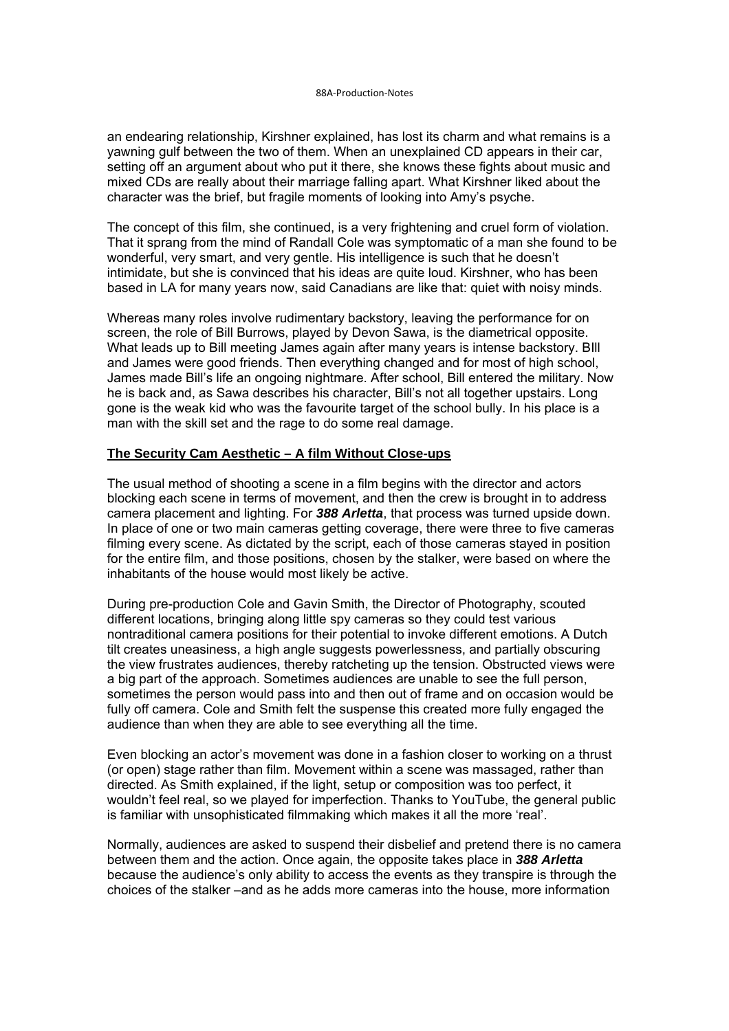an endearing relationship, Kirshner explained, has lost its charm and what remains is a yawning gulf between the two of them. When an unexplained CD appears in their car, setting off an argument about who put it there, she knows these fights about music and mixed CDs are really about their marriage falling apart. What Kirshner liked about the character was the brief, but fragile moments of looking into Amy's psyche.

The concept of this film, she continued, is a very frightening and cruel form of violation. That it sprang from the mind of Randall Cole was symptomatic of a man she found to be wonderful, very smart, and very gentle. His intelligence is such that he doesn't intimidate, but she is convinced that his ideas are quite loud. Kirshner, who has been based in LA for many years now, said Canadians are like that: quiet with noisy minds.

Whereas many roles involve rudimentary backstory, leaving the performance for on screen, the role of Bill Burrows, played by Devon Sawa, is the diametrical opposite. What leads up to Bill meeting James again after many years is intense backstory. BIll and James were good friends. Then everything changed and for most of high school, James made Bill's life an ongoing nightmare. After school, Bill entered the military. Now he is back and, as Sawa describes his character, Bill's not all together upstairs. Long gone is the weak kid who was the favourite target of the school bully. In his place is a man with the skill set and the rage to do some real damage.

## The Security Cam Aesthetic – A film Without Close-ups

The usual method of shooting a scene in a film begins with the director and actors blocking each scene in terms of movement, and then the crew is brought in to address camera placement and lighting. For ***388 Arletta***, that process was turned upside down. In place of one or two main cameras getting coverage, there were three to five cameras filming every scene. As dictated by the script, each of those cameras stayed in position for the entire film, and those positions, chosen by the stalker, were based on where the inhabitants of the house would most likely be active.

During pre-production Cole and Gavin Smith, the Director of Photography, scouted different locations, bringing along little spy cameras so they could test various nontraditional camera positions for their potential to invoke different emotions. A Dutch tilt creates uneasiness, a high angle suggests powerlessness, and partially obscuring the view frustrates audiences, thereby ratcheting up the tension. Obstructed views were a big part of the approach. Sometimes audiences are unable to see the full person, sometimes the person would pass into and then out of frame and on occasion would be fully off camera. Cole and Smith felt the suspense this created more fully engaged the audience than when they are able to see everything all the time.

Even blocking an actor's movement was done in a fashion closer to working on a thrust (or open) stage rather than film. Movement within a scene was massaged, rather than directed. As Smith explained, if the light, setup or composition was too perfect, it wouldn't feel real, so we played for imperfection. Thanks to YouTube, the general public is familiar with unsophisticated filmmaking which makes it all the more 'real'.

Normally, audiences are asked to suspend their disbelief and pretend there is no camera between them and the action. Once again, the opposite takes place in ***388 Arletta*** because the audience's only ability to access the events as they transpire is through the choices of the stalker –and as he adds more cameras into the house, more information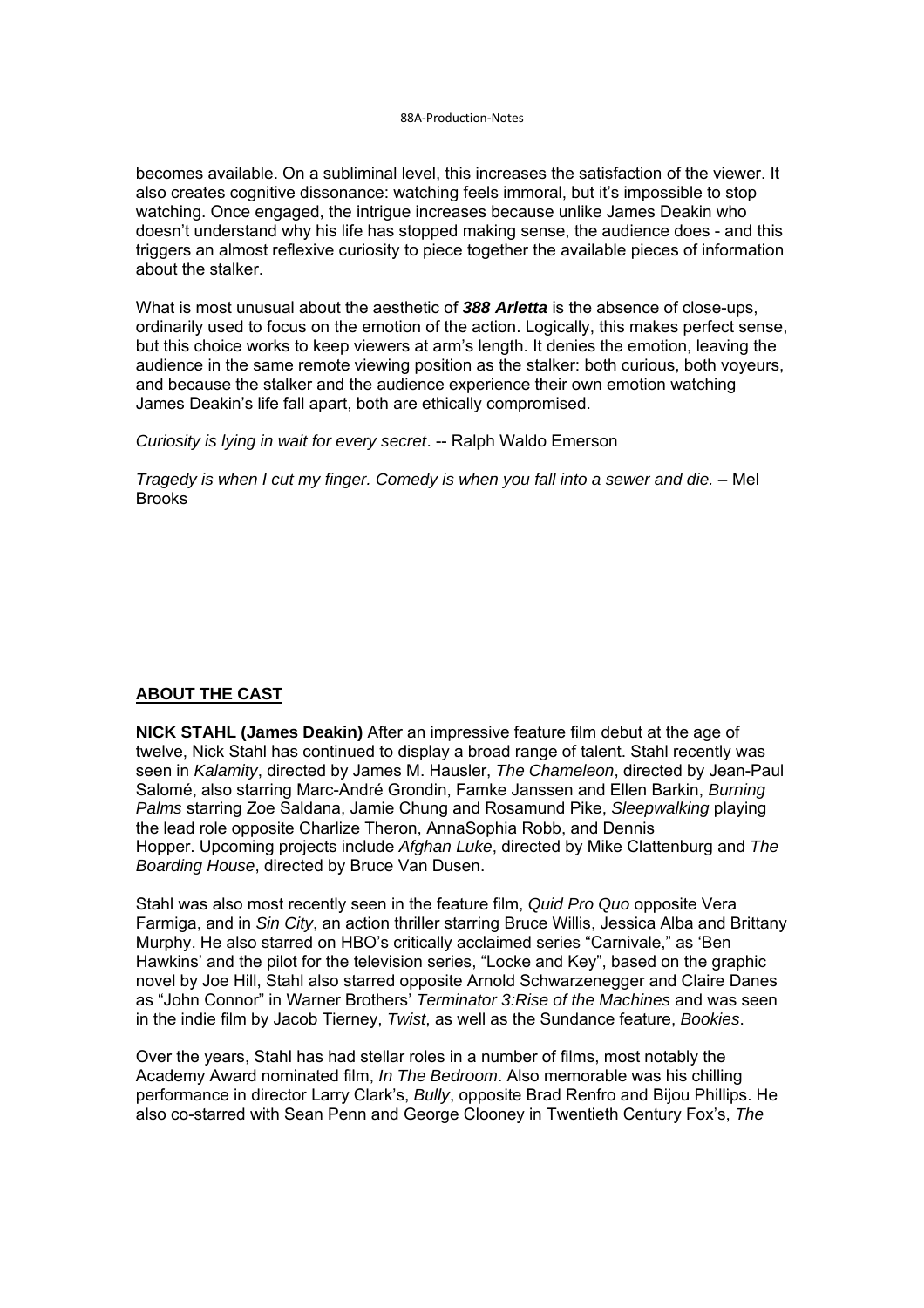becomes available. On a subliminal level, this increases the satisfaction of the viewer. It also creates cognitive dissonance: watching feels immoral, but it's impossible to stop watching. Once engaged, the intrigue increases because unlike James Deakin who doesn't understand why his life has stopped making sense, the audience does - and this triggers an almost reflexive curiosity to piece together the available pieces of information about the stalker.

What is most unusual about the aesthetic of ***388 Arletta*** is the absence of close-ups, ordinarily used to focus on the emotion of the action. Logically, this makes perfect sense, but this choice works to keep viewers at arm's length. It denies the emotion, leaving the audience in the same remote viewing position as the stalker: both curious, both voyeurs, and because the stalker and the audience experience their own emotion watching James Deakin's life fall apart, both are ethically compromised.

*Curiosity is lying in wait for every secret*. -- Ralph Waldo Emerson

*Tragedy is when I cut my finger. Comedy is when you fall into a sewer and die.* – Mel Brooks

## ABOUT THE CAST

**NICK STAHL (James Deakin)** After an impressive feature film debut at the age of twelve, Nick Stahl has continued to display a broad range of talent. Stahl recently was seen in *Kalamity*, directed by James M. Hausler, *The Chameleon*, directed by Jean-Paul Salomé, also starring Marc-André Grondin, Famke Janssen and Ellen Barkin, *Burning Palms* starring Zoe Saldana, Jamie Chung and Rosamund Pike, *Sleepwalking* playing the lead role opposite Charlize Theron, AnnaSophia Robb, and Dennis Hopper. Upcoming projects include *Afghan Luke*, directed by Mike Clattenburg and *The Boarding House*, directed by Bruce Van Dusen.

Stahl was also most recently seen in the feature film, *Quid Pro Quo* opposite Vera Farmiga, and in *Sin City*, an action thriller starring Bruce Willis, Jessica Alba and Brittany Murphy. He also starred on HBO's critically acclaimed series "Carnivale," as 'Ben Hawkins' and the pilot for the television series, "Locke and Key", based on the graphic novel by Joe Hill, Stahl also starred opposite Arnold Schwarzenegger and Claire Danes as "John Connor" in Warner Brothers' *Terminator 3:Rise of the Machines* and was seen in the indie film by Jacob Tierney, *Twist*, as well as the Sundance feature, *Bookies*.

Over the years, Stahl has had stellar roles in a number of films, most notably the Academy Award nominated film, *In The Bedroom*. Also memorable was his chilling performance in director Larry Clark's, *Bully*, opposite Brad Renfro and Bijou Phillips. He also co-starred with Sean Penn and George Clooney in Twentieth Century Fox's, *The*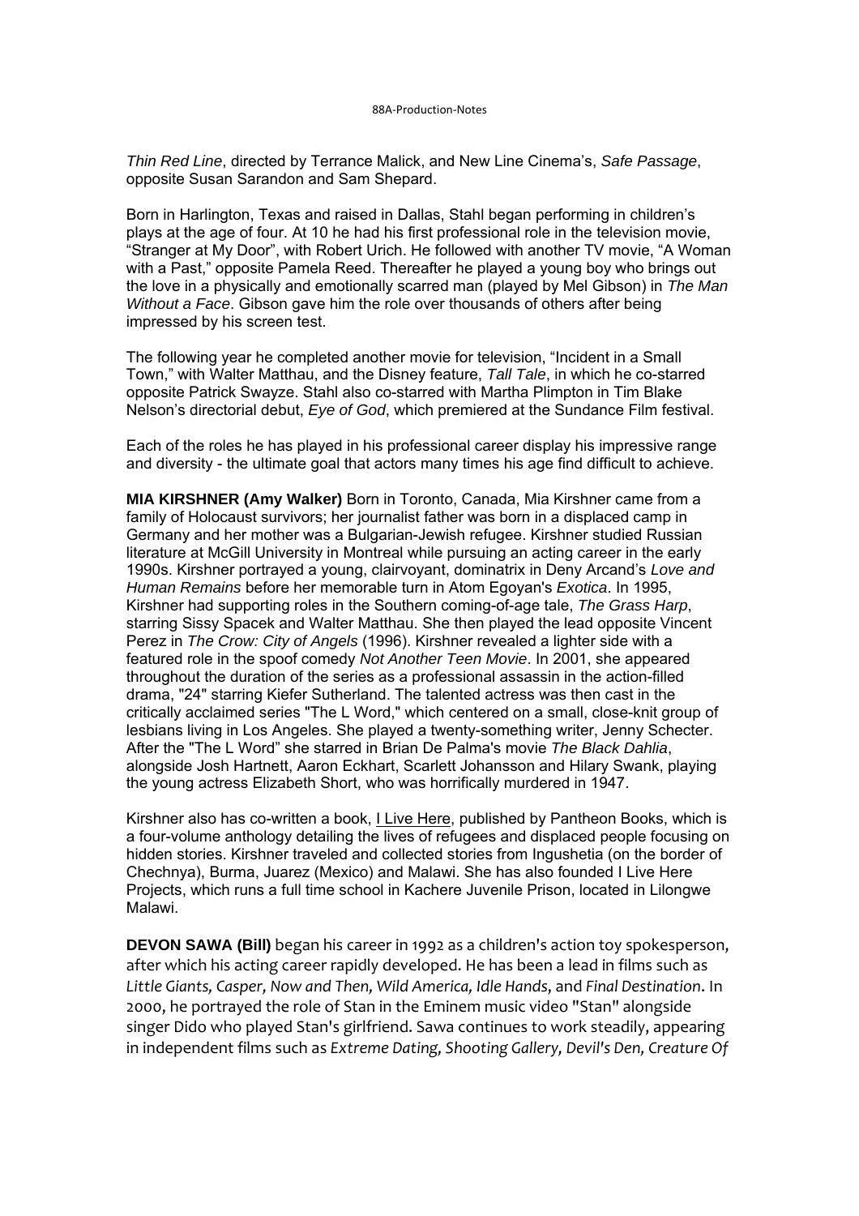*Thin Red Line*, directed by Terrance Malick, and New Line Cinema's, *Safe Passage*, opposite Susan Sarandon and Sam Shepard.

Born in Harlington, Texas and raised in Dallas, Stahl began performing in children's plays at the age of four. At 10 he had his first professional role in the television movie, "Stranger at My Door", with Robert Urich. He followed with another TV movie, "A Woman with a Past," opposite Pamela Reed. Thereafter he played a young boy who brings out the love in a physically and emotionally scarred man (played by Mel Gibson) in *The Man Without a Face*. Gibson gave him the role over thousands of others after being impressed by his screen test.

The following year he completed another movie for television, "Incident in a Small Town," with Walter Matthau, and the Disney feature, *Tall Tale*, in which he co-starred opposite Patrick Swayze. Stahl also co-starred with Martha Plimpton in Tim Blake Nelson's directorial debut, *Eye of God*, which premiered at the Sundance Film festival.

Each of the roles he has played in his professional career display his impressive range and diversity - the ultimate goal that actors many times his age find difficult to achieve.

**MIA KIRSHNER (Amy Walker)** Born in Toronto, Canada, Mia Kirshner came from a family of Holocaust survivors; her journalist father was born in a displaced camp in Germany and her mother was a Bulgarian-Jewish refugee. Kirshner studied Russian literature at McGill University in Montreal while pursuing an acting career in the early 1990s. Kirshner portrayed a young, clairvoyant, dominatrix in Deny Arcand's *Love and Human Remains* before her memorable turn in Atom Egoyan's *Exotica*. In 1995, Kirshner had supporting roles in the Southern coming-of-age tale, *The Grass Harp*, starring Sissy Spacek and Walter Matthau. She then played the lead opposite Vincent Perez in *The Crow: City of Angels* (1996). Kirshner revealed a lighter side with a featured role in the spoof comedy *Not Another Teen Movie*. In 2001, she appeared throughout the duration of the series as a professional assassin in the action-filled drama, "24" starring Kiefer Sutherland. The talented actress was then cast in the critically acclaimed series "The L Word," which centered on a small, close-knit group of lesbians living in Los Angeles. She played a twenty-something writer, Jenny Schecter. After the "The L Word" she starred in Brian De Palma's movie *The Black Dahlia*, alongside Josh Hartnett, Aaron Eckhart, Scarlett Johansson and Hilary Swank, playing the young actress Elizabeth Short, who was horrifically murdered in 1947.

Kirshner also has co-written a book, I Live Here, published by Pantheon Books, which is a four-volume anthology detailing the lives of refugees and displaced people focusing on hidden stories. Kirshner traveled and collected stories from Ingushetia (on the border of Chechnya), Burma, Juarez (Mexico) and Malawi. She has also founded I Live Here Projects, which runs a full time school in Kachere Juvenile Prison, located in Lilongwe Malawi.

**DEVON SAWA (Bill)** began his career in 1992 as a children's action toy spokesperson, after which his acting career rapidly developed. He has been a lead in films such as *Little Giants, Casper, Now and Then, Wild America, Idle Hands*, and *Final Destination*. In 2000, he portrayed the role of Stan in the Eminem music video "Stan" alongside singer Dido who played Stan's girlfriend. Sawa continues to work steadily, appearing in independent films such as *Extreme Dating, Shooting Gallery, Devil's Den, Creature Of*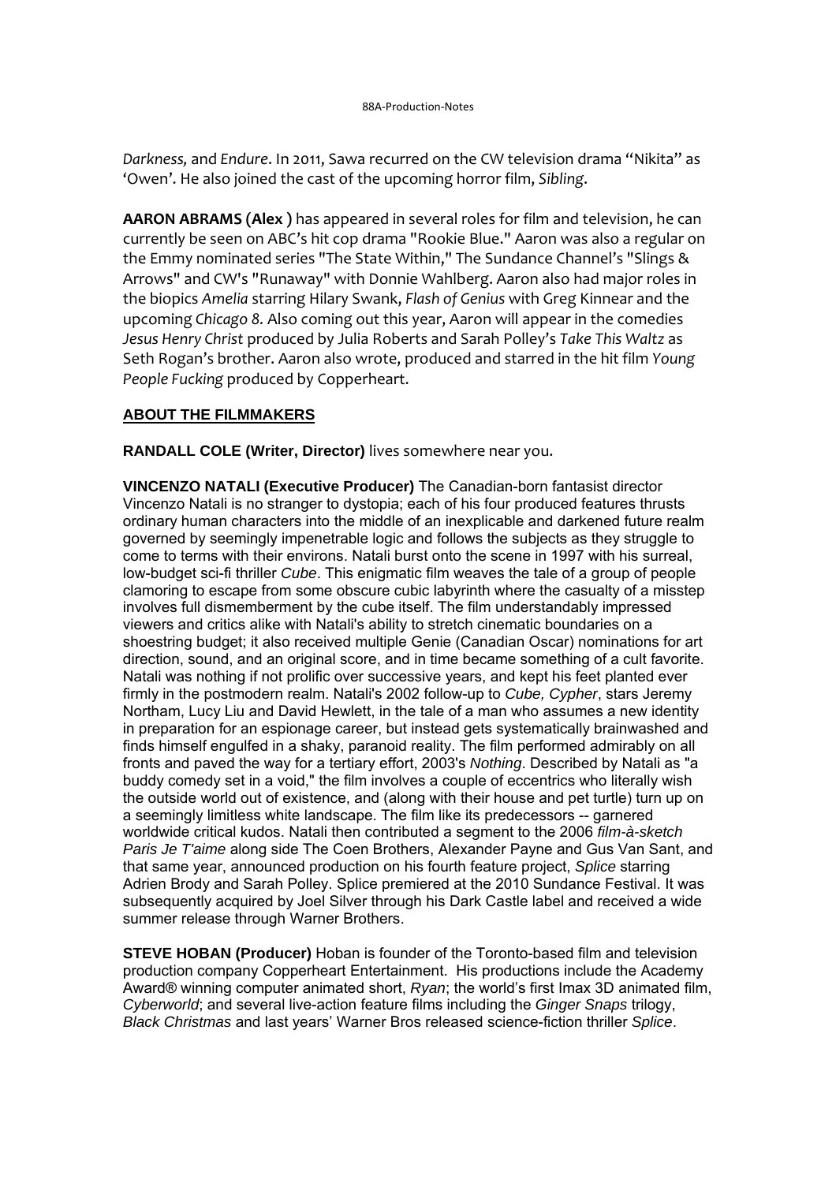*Darkness,* and *Endure*. In 2011, Sawa recurred on the CW television drama "Nikita" as 'Owen'. He also joined the cast of the upcoming horror film, *Sibling*.

**AARON ABRAMS (Alex )** has appeared in several roles for film and television, he can currently be seen on ABC's hit cop drama "Rookie Blue." Aaron was also a regular on the Emmy nominated series "The State Within," The Sundance Channel's "Slings & Arrows" and CW's "Runaway" with Donnie Wahlberg. Aaron also had major roles in the biopics *Amelia* starring Hilary Swank, *Flash of Genius* with Greg Kinnear and the upcoming *Chicago 8.* Also coming out this year, Aaron will appear in the comedies *Jesus Henry Christ* produced by Julia Roberts and Sarah Polley's *Take This Waltz* as Seth Rogan's brother. Aaron also wrote, produced and starred in the hit film *Young People Fucking* produced by Copperheart.

## ABOUT THE FILMMAKERS

**RANDALL COLE (Writer, Director)** lives somewhere near you.

**VINCENZO NATALI (Executive Producer)** The Canadian-born fantasist director Vincenzo Natali is no stranger to dystopia; each of his four produced features thrusts ordinary human characters into the middle of an inexplicable and darkened future realm governed by seemingly impenetrable logic and follows the subjects as they struggle to come to terms with their environs. Natali burst onto the scene in 1997 with his surreal, low-budget sci-fi thriller *Cube*. This enigmatic film weaves the tale of a group of people clamoring to escape from some obscure cubic labyrinth where the casualty of a misstep involves full dismemberment by the cube itself. The film understandably impressed viewers and critics alike with Natali's ability to stretch cinematic boundaries on a shoestring budget; it also received multiple Genie (Canadian Oscar) nominations for art direction, sound, and an original score, and in time became something of a cult favorite. Natali was nothing if not prolific over successive years, and kept his feet planted ever firmly in the postmodern realm. Natali's 2002 follow-up to *Cube, Cypher*, stars Jeremy Northam, Lucy Liu and David Hewlett, in the tale of a man who assumes a new identity in preparation for an espionage career, but instead gets systematically brainwashed and finds himself engulfed in a shaky, paranoid reality. The film performed admirably on all fronts and paved the way for a tertiary effort, 2003's *Nothing*. Described by Natali as "a buddy comedy set in a void," the film involves a couple of eccentrics who literally wish the outside world out of existence, and (along with their house and pet turtle) turn up on a seemingly limitless white landscape. The film like its predecessors -- garnered worldwide critical kudos. Natali then contributed a segment to the 2006 *film-à-sketch Paris Je T'aime* along side The Coen Brothers, Alexander Payne and Gus Van Sant, and that same year, announced production on his fourth feature project, *Splice* starring Adrien Brody and Sarah Polley. Splice premiered at the 2010 Sundance Festival. It was subsequently acquired by Joel Silver through his Dark Castle label and received a wide summer release through Warner Brothers.

**STEVE HOBAN (Producer)** Hoban is founder of the Toronto-based film and television production company Copperheart Entertainment. His productions include the Academy Award® winning computer animated short, *Ryan*; the world's first Imax 3D animated film, *Cyberworld*; and several live-action feature films including the *Ginger Snaps* trilogy, *Black Christmas* and last years' Warner Bros released science-fiction thriller *Splice*.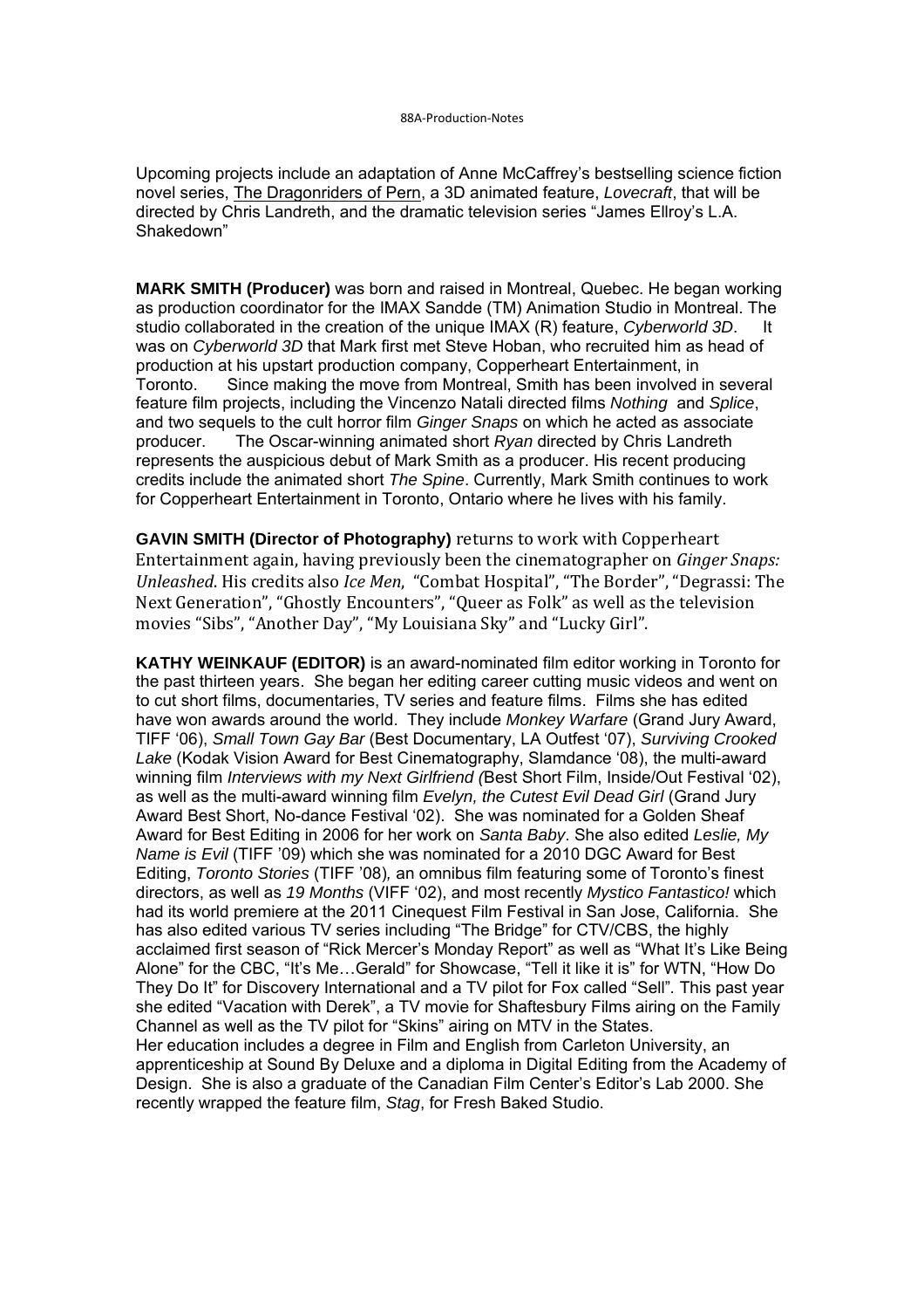Upcoming projects include an adaptation of Anne McCaffrey's bestselling science fiction novel series, The Dragonriders of Pern, a 3D animated feature, *Lovecraft*, that will be directed by Chris Landreth, and the dramatic television series "James Ellroy's L.A. Shakedown"

**MARK SMITH (Producer)** was born and raised in Montreal, Quebec. He began working as production coordinator for the IMAX Sandde (TM) Animation Studio in Montreal. The studio collaborated in the creation of the unique IMAX (R) feature, *Cyberworld 3D*. It was on *Cyberworld 3D* that Mark first met Steve Hoban, who recruited him as head of production at his upstart production company, Copperheart Entertainment, in Toronto. Since making the move from Montreal, Smith has been involved in several feature film projects, including the Vincenzo Natali directed films *Nothing* and *Splice*, and two sequels to the cult horror film *Ginger Snaps* on which he acted as associate producer. The Oscar-winning animated short *Ryan* directed by Chris Landreth represents the auspicious debut of Mark Smith as a producer. His recent producing credits include the animated short *The Spine*. Currently, Mark Smith continues to work for Copperheart Entertainment in Toronto, Ontario where he lives with his family.

**GAVIN SMITH (Director of Photography)** returns to work with Copperheart Entertainment again, having previously been the cinematographer on *Ginger Snaps: Unleashed*. His credits also *Ice Men*, "Combat Hospital", "The Border", "Degrassi: The Next Generation", "Ghostly Encounters", "Queer as Folk" as well as the television movies "Sibs", "Another Day", "My Louisiana Sky" and "Lucky Girl".

**KATHY WEINKAUF (EDITOR)** is an award-nominated film editor working in Toronto for the past thirteen years. She began her editing career cutting music videos and went on to cut short films, documentaries, TV series and feature films. Films she has edited have won awards around the world. They include *Monkey Warfare* (Grand Jury Award, TIFF '06), *Small Town Gay Bar* (Best Documentary, LA Outfest '07), *Surviving Crooked Lake* (Kodak Vision Award for Best Cinematography, Slamdance '08), the multi-award winning film *Interviews with my Next Girlfriend (*Best Short Film, Inside/Out Festival '02), as well as the multi-award winning film *Evelyn, the Cutest Evil Dead Girl* (Grand Jury Award Best Short, No-dance Festival '02). She was nominated for a Golden Sheaf Award for Best Editing in 2006 for her work on *Santa Baby*. She also edited *Leslie, My Name is Evil* (TIFF '09) which she was nominated for a 2010 DGC Award for Best Editing, *Toronto Stories* (TIFF '08), an omnibus film featuring some of Toronto's finest directors, as well as *19 Months* (VIFF '02), and most recently *Mystico Fantastico!* which had its world premiere at the 2011 Cinequest Film Festival in San Jose, California. She has also edited various TV series including "The Bridge" for CTV/CBS, the highly acclaimed first season of "Rick Mercer's Monday Report" as well as "What It's Like Being Alone" for the CBC, "It's Me…Gerald" for Showcase, "Tell it like it is" for WTN, "How Do They Do It" for Discovery International and a TV pilot for Fox called "Sell". This past year she edited "Vacation with Derek", a TV movie for Shaftesbury Films airing on the Family Channel as well as the TV pilot for "Skins" airing on MTV in the States.
Her education includes a degree in Film and English from Carleton University, an apprenticeship at Sound By Deluxe and a diploma in Digital Editing from the Academy of Design. She is also a graduate of the Canadian Film Center's Editor's Lab 2000. She recently wrapped the feature film, *Stag*, for Fresh Baked Studio.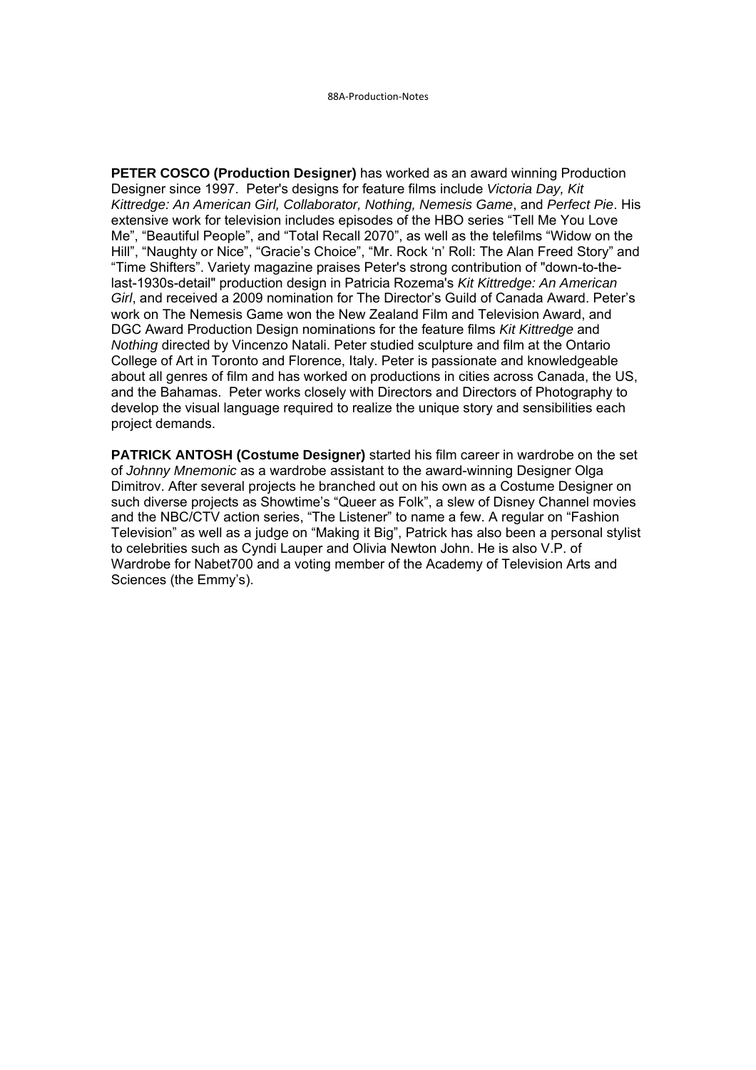**PETER COSCO (Production Designer)** has worked as an award winning Production Designer since 1997. Peter's designs for feature films include *Victoria Day, Kit Kittredge: An American Girl, Collaborator, Nothing, Nemesis Game*, and *Perfect Pie*. His extensive work for television includes episodes of the HBO series "Tell Me You Love Me", "Beautiful People", and "Total Recall 2070", as well as the telefilms "Widow on the Hill", "Naughty or Nice", "Gracie's Choice", "Mr. Rock 'n' Roll: The Alan Freed Story" and "Time Shifters". Variety magazine praises Peter's strong contribution of "down-to-the-last-1930s-detail" production design in Patricia Rozema's *Kit Kittredge: An American Girl*, and received a 2009 nomination for The Director's Guild of Canada Award. Peter's work on The Nemesis Game won the New Zealand Film and Television Award, and DGC Award Production Design nominations for the feature films *Kit Kittredge* and *Nothing* directed by Vincenzo Natali. Peter studied sculpture and film at the Ontario College of Art in Toronto and Florence, Italy. Peter is passionate and knowledgeable about all genres of film and has worked on productions in cities across Canada, the US, and the Bahamas. Peter works closely with Directors and Directors of Photography to develop the visual language required to realize the unique story and sensibilities each project demands.

**PATRICK ANTOSH (Costume Designer)** started his film career in wardrobe on the set of *Johnny Mnemonic* as a wardrobe assistant to the award-winning Designer Olga Dimitrov. After several projects he branched out on his own as a Costume Designer on such diverse projects as Showtime's "Queer as Folk", a slew of Disney Channel movies and the NBC/CTV action series, "The Listener" to name a few. A regular on "Fashion Television" as well as a judge on "Making it Big", Patrick has also been a personal stylist to celebrities such as Cyndi Lauper and Olivia Newton John. He is also V.P. of Wardrobe for Nabet700 and a voting member of the Academy of Television Arts and Sciences (the Emmy's).